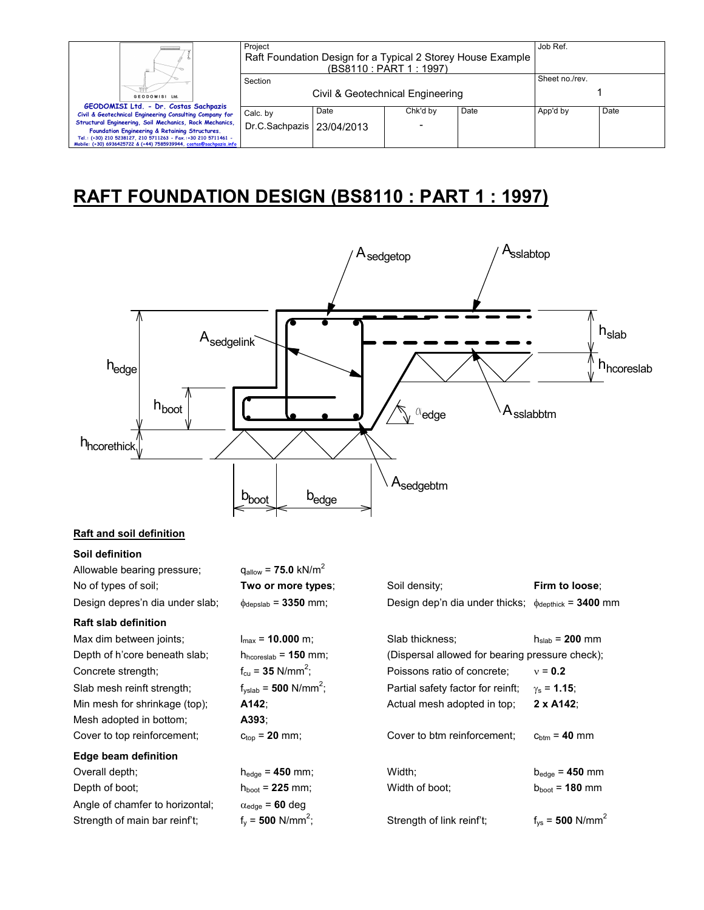# RAFT FOUNDATION DESIGN (BS8110 : PART 1 : 1997)

## Raft and soil definition

### Soil definition

| | | | |
|---|---|---|---|
| Allowable bearing pressure; | $q_{allow}$ = **75.0** kN/m$^2$ | | |
| No of types of soil; | **Two or more types**; | Soil density; | **Firm to loose**; |
| Design depres'n dia under slab; | $\phi_{depslab}$ = **3350** mm; | Design dep'n dia under thicks; | $\phi_{depthick}$ = **3400** mm |

### Raft slab definition

| | | | |
|---|---|---|---|
| Max dim between joints; | $l_{max}$ = **10.000** m; | Slab thickness; | $h_{slab}$ = **200** mm |
| Depth of h'core beneath slab; | $h_{hcoreslab}$ = **150** mm; | (Dispersal allowed for bearing pressure check); | |
| Concrete strength; | $f_{cu}$ = **35** N/mm$^2$; | Poissons ratio of concrete; | $\nu$ = **0.2** |
| Slab mesh reinft strength; | $f_{yslab}$ = **500** N/mm$^2$; | Partial safety factor for reinft; | $\gamma_s$ = **1.15**; |
| Min mesh for shrinkage (top); | **A142**; | Actual mesh adopted in top; | **2 x A142**; |
| Mesh adopted in bottom; | **A393**; | | |
| Cover to top reinforcement; | $c_{top}$ = **20** mm; | Cover to btm reinforcement; | $c_{btm}$ = **40** mm |

### Edge beam definition

| | | | |
|---|---|---|---|
| Overall depth; | $h_{edge}$ = **450** mm; | Width; | $b_{edge}$ = **450** mm |
| Depth of boot; | $h_{boot}$ = **225** mm; | Width of boot; | $b_{boot}$ = **180** mm |
| Angle of chamfer to horizontal; | $\alpha_{edge}$ = **60** deg | | |
| Strength of main bar reinf't; | $f_y$ = **500** N/mm$^2$; | Strength of link reinf't; | $f_{ys}$ = **500** N/mm$^2$ |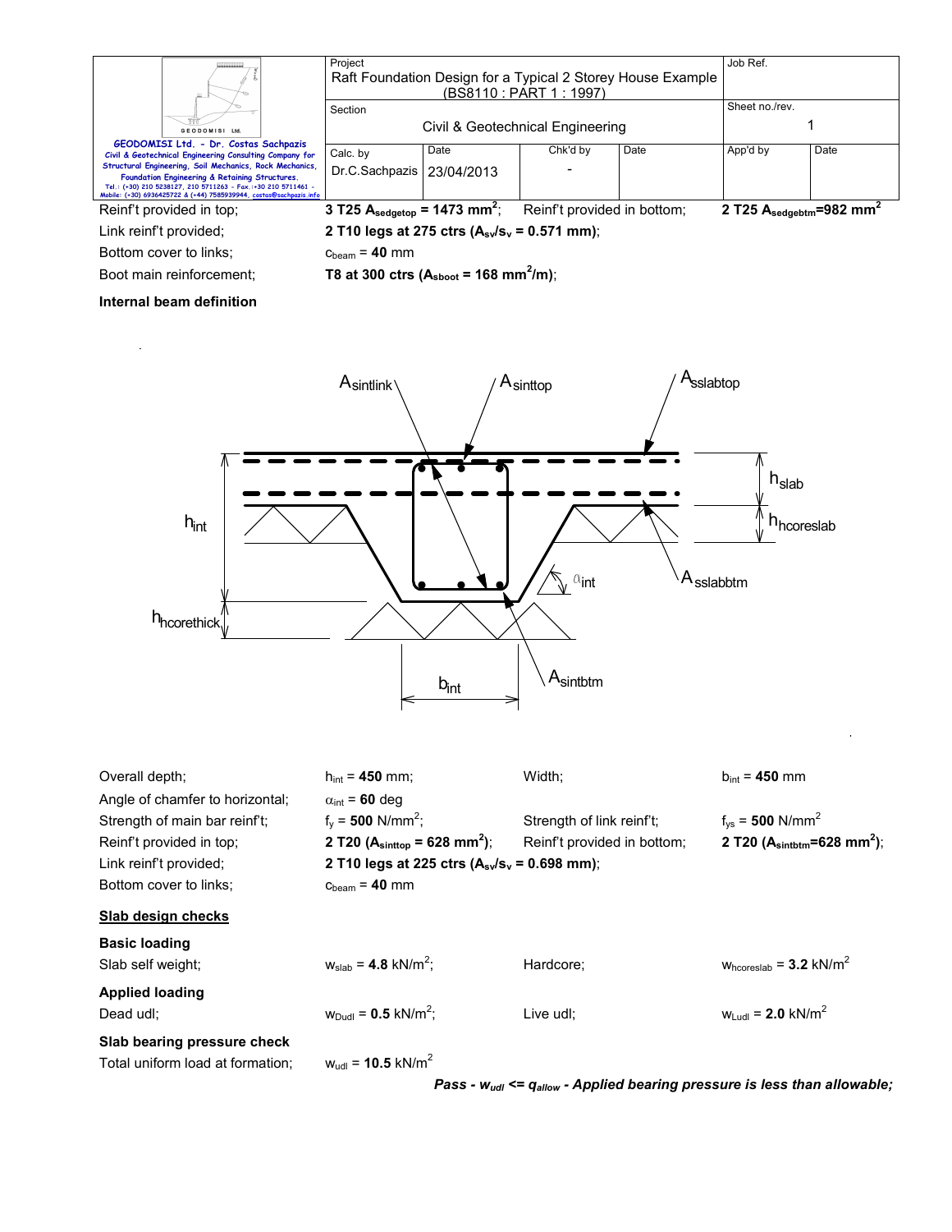| | | | |
|---|---|---|---|
| Reinf't provided in top; | **3 T25 $A_{sedgetop}$ = 1473 mm$^2$**; | Reinf't provided in bottom; | **2 T25 $A_{sedgebtm}$=982 mm$^2$** |
| Link reinf't provided; | **2 T10 legs at 275 ctrs ($A_{sv}/s_v$ = 0.571 mm)**; | | |
| Bottom cover to links; | $c_{beam}$ = **40** mm | | |
| Boot main reinforcement; | **T8 at 300 ctrs ($A_{sboot}$ = 168 mm$^2$/m)**; | | |

**Internal beam definition**

| | | | |
|---|---|---|---|
| Overall depth; | $h_{int}$ = **450** mm; | Width; | $b_{int}$ = **450** mm |
| Angle of chamfer to horizontal; | $\alpha_{int}$ = **60** deg | | |
| Strength of main bar reinf't; | $f_y$ = **500** N/mm$^2$; | Strength of link reinf't; | $f_{ys}$ = **500** N/mm$^2$ |
| Reinf't provided in top; | **2 T20 ($A_{sinttop}$ = 628 mm$^2$)**; | Reinf't provided in bottom; | **2 T20 ($A_{sintbtm}$=628 mm$^2$)**; |
| Link reinf't provided; | **2 T10 legs at 225 ctrs ($A_{sv}/s_v$ = 0.698 mm)**; | | |
| Bottom cover to links; | $c_{beam}$ = **40** mm | | |

## Slab design checks

**Basic loading**

| | | | |
|---|---|---|---|
| Slab self weight; | $w_{slab}$ = **4.8** kN/m$^2$; | Hardcore; | $w_{hcoreslab}$ = **3.2** kN/m$^2$ |

**Applied loading**

| | | | |
|---|---|---|---|
| Dead udl; | $w_{Dudl}$ = **0.5** kN/m$^2$; | Live udl; | $w_{Ludl}$ = **2.0** kN/m$^2$ |

**Slab bearing pressure check**

Total uniform load at formation; $w_{udl}$ = **10.5** kN/m$^2$

***Pass - $w_{udl}$ <= $q_{allow}$ - Applied bearing pressure is less than allowable;***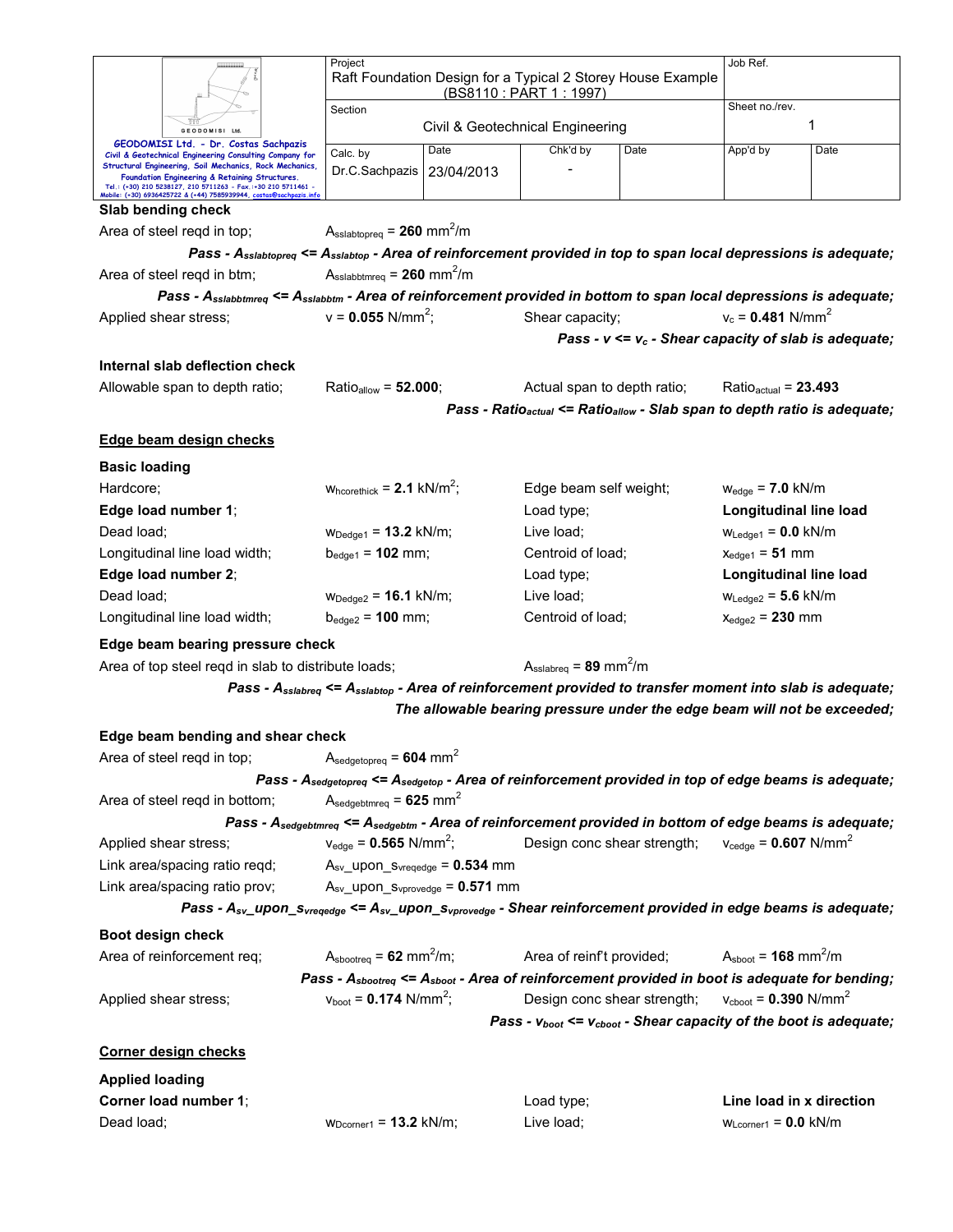**Slab bending check**

Area of steel reqd in top; $A_{sslabtopreq}$ = **260** mm$^2$/m

***Pass - $A_{sslabtopreq}$ <= $A_{sslabtop}$ - Area of reinforcement provided in top to span local depressions is adequate;***

Area of steel reqd in btm; $A_{sslabbtmreq}$ = **260** mm$^2$/m

***Pass - $A_{sslabbtmreq}$ <= $A_{sslabbtm}$ - Area of reinforcement provided in bottom to span local depressions is adequate;***

Applied shear stress; v = **0.055** N/mm$^2$; Shear capacity; $v_c$ = **0.481** N/mm$^2$

***Pass - v <= $v_c$ - Shear capacity of slab is adequate;***

**Internal slab deflection check**

Allowable span to depth ratio; $Ratio_{allow}$ = **52.000**; Actual span to depth ratio; $Ratio_{actual}$ = **23.493**

***Pass - $Ratio_{actual}$ <= $Ratio_{allow}$ - Slab span to depth ratio is adequate;***

## Edge beam design checks

**Basic loading**

Hardcore; $w_{hcorethick}$ = **2.1** kN/m$^2$; Edge beam self weight; $w_{edge}$ = **7.0** kN/m

**Edge load number 1**; Load type; **Longitudinal line load**

Dead load; $w_{Dedge1}$ = **13.2** kN/m; Live load; $w_{Ledge1}$ = **0.0** kN/m

Longitudinal line load width; $b_{edge1}$ = **102** mm; Centroid of load; $x_{edge1}$ = **51** mm

**Edge load number 2**; Load type; **Longitudinal line load**

Dead load; $w_{Dedge2}$ = **16.1** kN/m; Live load; $w_{Ledge2}$ = **5.6** kN/m

Longitudinal line load width; $b_{edge2}$ = **100** mm; Centroid of load; $x_{edge2}$ = **230** mm

**Edge beam bearing pressure check**

Area of top steel reqd in slab to distribute loads; $A_{sslabreq}$ = **89** mm$^2$/m

***Pass - $A_{sslabreq}$ <= $A_{sslabtop}$ - Area of reinforcement provided to transfer moment into slab is adequate;***

***The allowable bearing pressure under the edge beam will not be exceeded;***

**Edge beam bending and shear check**

Area of steel reqd in top; $A_{sedgetopreq}$ = **604** mm$^2$

***Pass - $A_{sedgetopreq}$ <= $A_{sedgetop}$ - Area of reinforcement provided in top of edge beams is adequate;***

Area of steel reqd in bottom; $A_{sedgebtmreq}$ = **625** mm$^2$

***Pass - $A_{sedgebtmreq}$ <= $A_{sedgebtm}$ - Area of reinforcement provided in bottom of edge beams is adequate;***

Applied shear stress; $v_{edge}$ = **0.565** N/mm$^2$; Design conc shear strength; $v_{cedge}$ = **0.607** N/mm$^2$

Link area/spacing ratio reqd; $A_{sv}$_upon_$s_{vreqedge}$ = **0.534** mm

Link area/spacing ratio prov; $A_{sv}$_upon_$s_{vprovedge}$ = **0.571** mm

***Pass - $A_{sv}$_upon_$s_{vreqedge}$ <= $A_{sv}$_upon_$s_{vprovedge}$ - Shear reinforcement provided in edge beams is adequate;***

**Boot design check**

Area of reinforcement req; $A_{sbootreq}$ = **62** mm$^2$/m; Area of reinf't provided; $A_{sboot}$ = **168** mm$^2$/m

***Pass - $A_{sbootreq}$ <= $A_{sboot}$ - Area of reinforcement provided in boot is adequate for bending;***

Applied shear stress; $v_{boot}$ = **0.174** N/mm$^2$; Design conc shear strength; $v_{cboot}$ = **0.390** N/mm$^2$

***Pass - $v_{boot}$ <= $v_{cboot}$ - Shear capacity of the boot is adequate;***

## Corner design checks

**Applied loading**

**Corner load number 1**; Load type; **Line load in x direction**

Dead load; $w_{Dcorner1}$ = **13.2** kN/m; Live load; $w_{Lcorner1}$ = **0.0** kN/m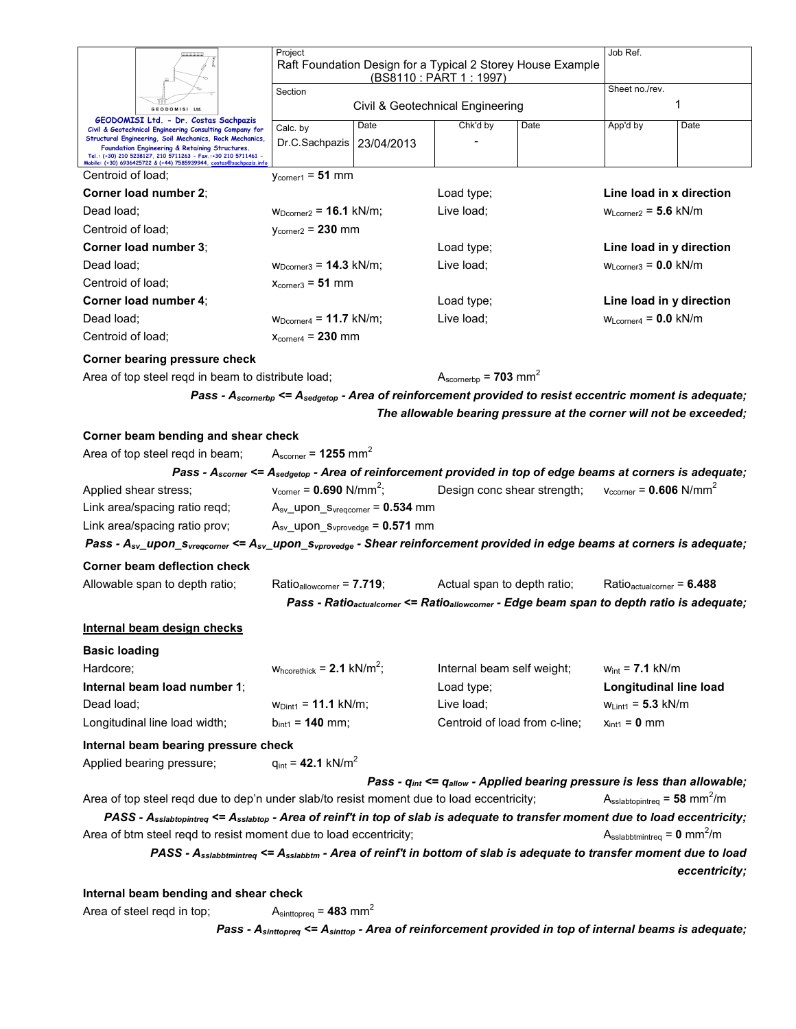Centroid of load; $y_{corner1}$ = **51** mm

**Corner load number 2**; Load type; **Line load in x direction**

Dead load; $w_{Dcorner2}$ = **16.1** kN/m; Live load; $w_{Lcorner2}$ = **5.6** kN/m

Centroid of load; $y_{corner2}$ = **230** mm

**Corner load number 3**; Load type; **Line load in y direction**

Dead load; $w_{Dcorner3}$ = **14.3** kN/m; Live load; $w_{Lcorner3}$ = **0.0** kN/m

Centroid of load; $x_{corner3}$ = **51** mm

**Corner load number 4**; Load type; **Line load in y direction**

Dead load; $w_{Dcorner4}$ = **11.7** kN/m; Live load; $w_{Lcorner4}$ = **0.0** kN/m

Centroid of load; $x_{corner4}$ = **230** mm

**Corner bearing pressure check**

Area of top steel reqd in beam to distribute load; $A_{scornerbp}$ = **703** mm$^2$

***Pass - $A_{scornerbp}$ <= $A_{sedgetop}$ - Area of reinforcement provided to resist eccentric moment is adequate; The allowable bearing pressure at the corner will not be exceeded;***

**Corner beam bending and shear check**

Area of top steel reqd in beam; $A_{scorner}$ = **1255** mm$^2$

***Pass - $A_{scorner}$ <= $A_{sedgetop}$ - Area of reinforcement provided in top of edge beams at corners is adequate;***

Applied shear stress; $v_{corner}$ = **0.690** N/mm$^2$; Design conc shear strength; $v_{ccorner}$ = **0.606** N/mm$^2$

Link area/spacing ratio reqd; $A_{sv}$_upon_$s_{vreqcorner}$ = **0.534** mm

Link area/spacing ratio prov; $A_{sv}$_upon_$s_{vprovedge}$ = **0.571** mm

***Pass - $A_{sv}$_upon_$s_{vreqcorner}$ <= $A_{sv}$_upon_$s_{vprovedge}$ - Shear reinforcement provided in edge beams at corners is adequate;***

**Corner beam deflection check**

Allowable span to depth ratio; $Ratio_{allowcorner}$ = **7.719**; Actual span to depth ratio; $Ratio_{actualcorner}$ = **6.488**

***Pass - $Ratio_{actualcorner}$ <= $Ratio_{allowcorner}$ - Edge beam span to depth ratio is adequate;***

## Internal beam design checks

**Basic loading**

Hardcore; $w_{hcorethick}$ = **2.1** kN/m$^2$; Internal beam self weight; $w_{int}$ = **7.1** kN/m

**Internal beam load number 1**; Load type; **Longitudinal line load**

Dead load; $w_{Dint1}$ = **11.1** kN/m; Live load; $w_{Lint1}$ = **5.3** kN/m

Longitudinal line load width; $b_{int1}$ = **140** mm; Centroid of load from c-line; $x_{int1}$ = **0** mm

**Internal beam bearing pressure check**

Applied bearing pressure; $q_{int}$ = **42.1** kN/m$^2$

***Pass - $q_{int}$ <= $q_{allow}$ - Applied bearing pressure is less than allowable;***

Area of top steel reqd due to dep'n under slab/to resist moment due to load eccentricity; $A_{sslabtopintreq}$ = **58** mm$^2$/m

***PASS - $A_{sslabtopintreq}$ <= $A_{sslabtop}$ - Area of reinf't in top of slab is adequate to transfer moment due to load eccentricity;***

Area of btm steel reqd to resist moment due to load eccentricity; $A_{sslabbtmintreq}$ = **0** mm$^2$/m

***PASS - $A_{sslabbtmintreq}$ <= $A_{sslabbtm}$ - Area of reinf't in bottom of slab is adequate to transfer moment due to load eccentricity;***

**Internal beam bending and shear check**

Area of steel reqd in top; $A_{sinttopreq}$ = **483** mm$^2$

***Pass - $A_{sinttopreq}$ <= $A_{sinttop}$ - Area of reinforcement provided in top of internal beams is adequate;***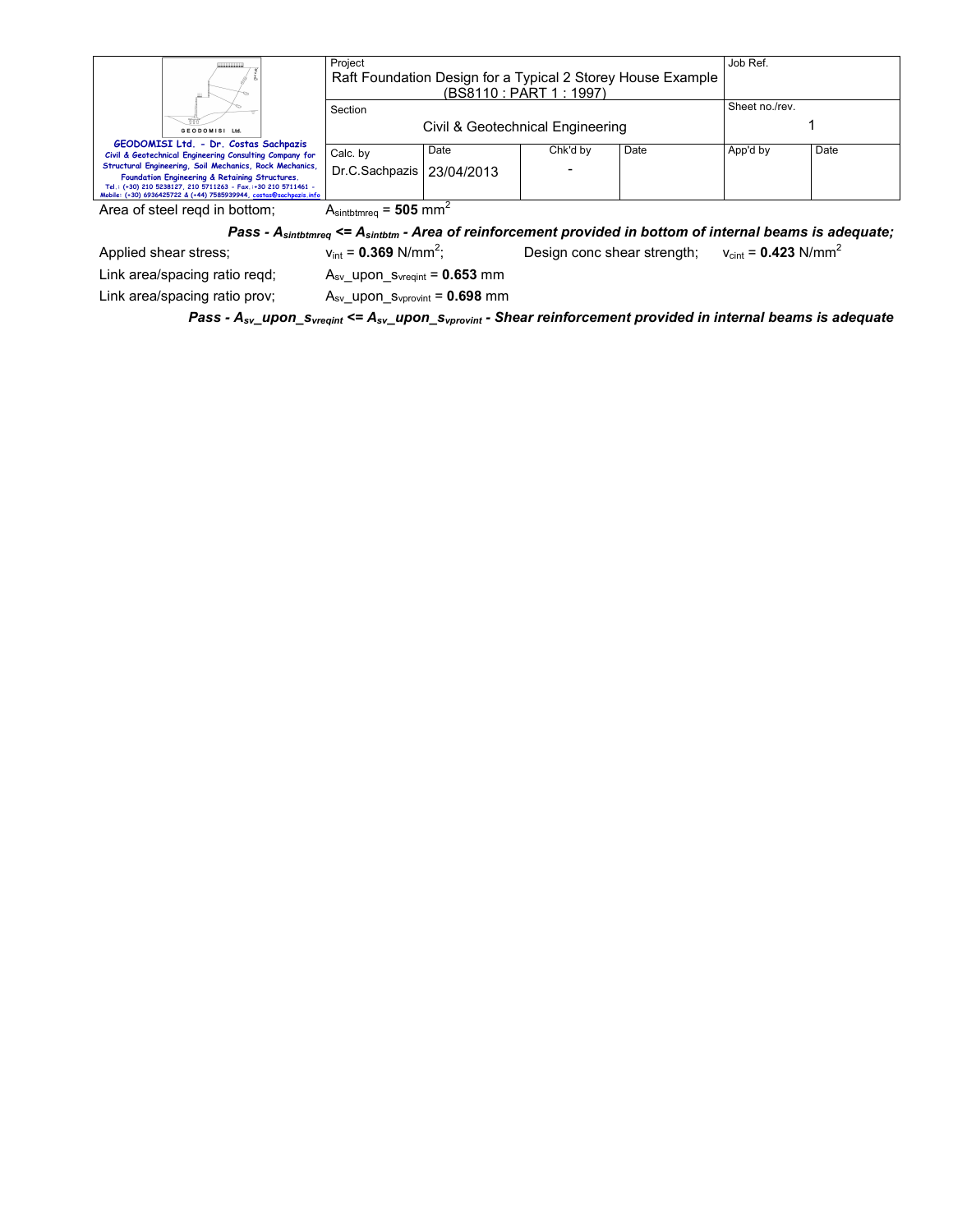Area of steel reqd in bottom; $A_{sintbtmreq}$ = **505** mm$^2$

***Pass - $A_{sintbtmreq}$ <= $A_{sintbtm}$ - Area of reinforcement provided in bottom of internal beams is adequate;***

Applied shear stress; $v_{int}$ = **0.369** N/mm$^2$; Design conc shear strength; $v_{cint}$ = **0.423** N/mm$^2$

Link area/spacing ratio reqd; $A_{sv}$_upon_$s_{vreqint}$ = **0.653** mm

Link area/spacing ratio prov; $A_{sv}$_upon_$s_{vprovint}$ = **0.698** mm

***Pass - $A_{sv}$_upon_$s_{vreqint}$ <= $A_{sv}$_upon_$s_{vprovint}$ - Shear reinforcement provided in internal beams is adequate***